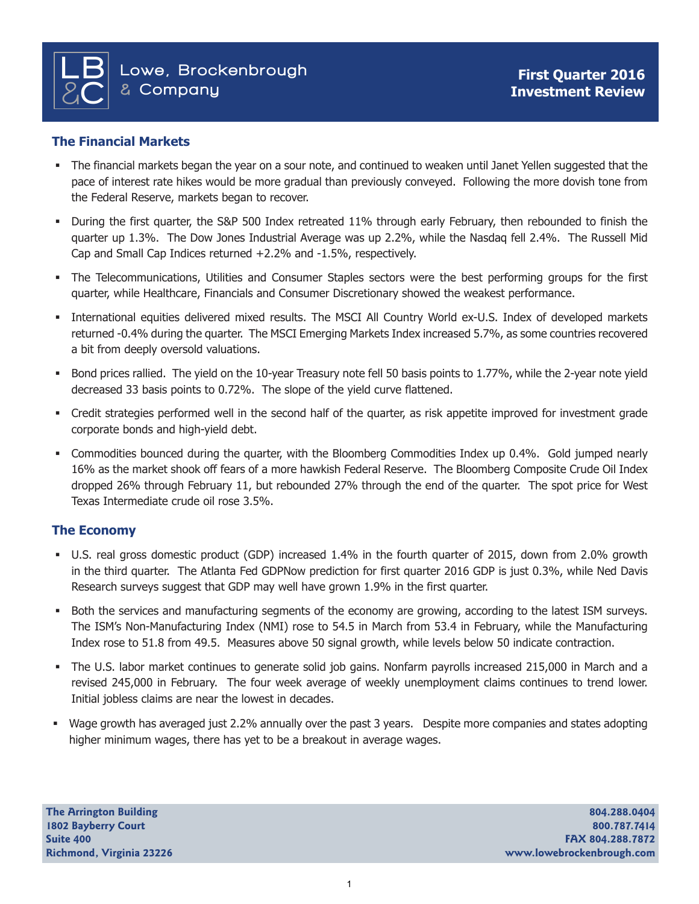Lowe, Brockenbrough & Company

**First Quarter 2016 Investment Review**

## The Financial Markets

- The financial markets began the year on a sour note, and continued to weaken until Janet Yellen suggested that the pace of interest rate hikes would be more gradual than previously conveyed. Following the more dovish tone from the Federal Reserve, markets began to recover.
- During the first quarter, the S&P 500 Index retreated 11% through early February, then rebounded to finish the quarter up 1.3%. The Dow Jones Industrial Average was up 2.2%, while the Nasdaq fell 2.4%. The Russell Mid Cap and Small Cap Indices returned +2.2% and -1.5%, respectively.
- The Telecommunications, Utilities and Consumer Staples sectors were the best performing groups for the first quarter, while Healthcare, Financials and Consumer Discretionary showed the weakest performance.
- International equities delivered mixed results. The MSCI All Country World ex-U.S. Index of developed markets returned -0.4% during the quarter. The MSCI Emerging Markets Index increased 5.7%, as some countries recovered a bit from deeply oversold valuations.
- Bond prices rallied. The yield on the 10-year Treasury note fell 50 basis points to 1.77%, while the 2-year note yield decreased 33 basis points to 0.72%. The slope of the yield curve flattened.
- Credit strategies performed well in the second half of the quarter, as risk appetite improved for investment grade corporate bonds and high-yield debt.
- Commodities bounced during the quarter, with the Bloomberg Commodities Index up 0.4%. Gold jumped nearly 16% as the market shook off fears of a more hawkish Federal Reserve. The Bloomberg Composite Crude Oil Index dropped 26% through February 11, but rebounded 27% through the end of the quarter. The spot price for West Texas Intermediate crude oil rose 3.5%.

## The Economy

- U.S. real gross domestic product (GDP) increased 1.4% in the fourth quarter of 2015, down from 2.0% growth in the third quarter. The Atlanta Fed GDPNow prediction for first quarter 2016 GDP is just 0.3%, while Ned Davis Research surveys suggest that GDP may well have grown 1.9% in the first quarter.
- Both the services and manufacturing segments of the economy are growing, according to the latest ISM surveys. The ISM's Non-Manufacturing Index (NMI) rose to 54.5 in March from 53.4 in February, while the Manufacturing Index rose to 51.8 from 49.5. Measures above 50 signal growth, while levels below 50 indicate contraction.
- The U.S. labor market continues to generate solid job gains. Nonfarm payrolls increased 215,000 in March and a revised 245,000 in February. The four week average of weekly unemployment claims continues to trend lower. Initial jobless claims are near the lowest in decades.
- Wage growth has averaged just 2.2% annually over the past 3 years. Despite more companies and states adopting higher minimum wages, there has yet to be a breakout in average wages.

**The Arrington Building**
**1802 Bayberry Court**
**Suite 400**
**Richmond, Virginia 23226**

**804.288.0404**
**800.787.7414**
**FAX 804.288.7872**
**www.lowebrockenbrough.com**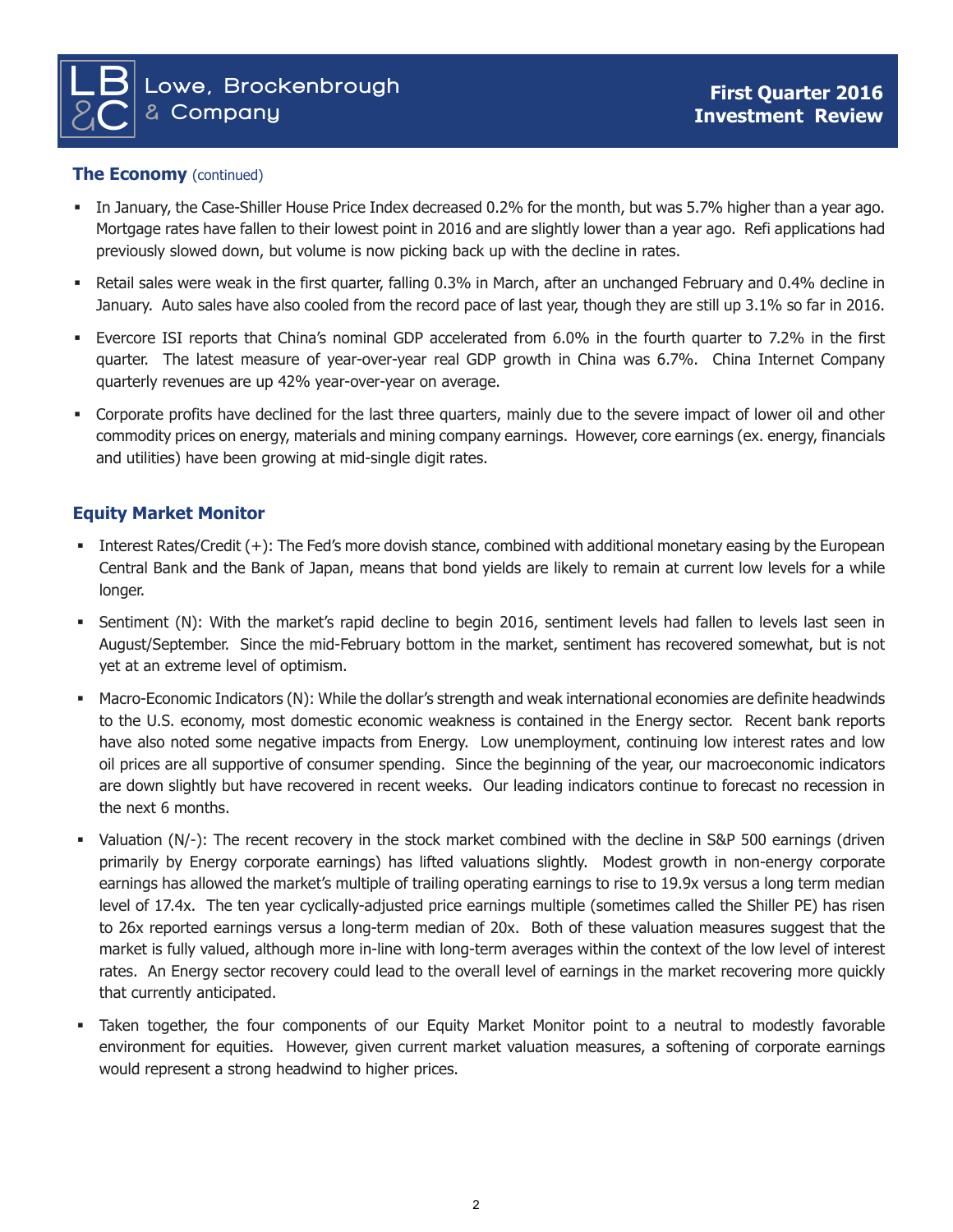## The Economy (continued)

- In January, the Case-Shiller House Price Index decreased 0.2% for the month, but was 5.7% higher than a year ago. Mortgage rates have fallen to their lowest point in 2016 and are slightly lower than a year ago. Refi applications had previously slowed down, but volume is now picking back up with the decline in rates.
- Retail sales were weak in the first quarter, falling 0.3% in March, after an unchanged February and 0.4% decline in January. Auto sales have also cooled from the record pace of last year, though they are still up 3.1% so far in 2016.
- Evercore ISI reports that China's nominal GDP accelerated from 6.0% in the fourth quarter to 7.2% in the first quarter. The latest measure of year-over-year real GDP growth in China was 6.7%. China Internet Company quarterly revenues are up 42% year-over-year on average.
- Corporate profits have declined for the last three quarters, mainly due to the severe impact of lower oil and other commodity prices on energy, materials and mining company earnings. However, core earnings (ex. energy, financials and utilities) have been growing at mid-single digit rates.

## Equity Market Monitor

- Interest Rates/Credit (+): The Fed's more dovish stance, combined with additional monetary easing by the European Central Bank and the Bank of Japan, means that bond yields are likely to remain at current low levels for a while longer.
- Sentiment (N): With the market's rapid decline to begin 2016, sentiment levels had fallen to levels last seen in August/September. Since the mid-February bottom in the market, sentiment has recovered somewhat, but is not yet at an extreme level of optimism.
- Macro-Economic Indicators (N): While the dollar's strength and weak international economies are definite headwinds to the U.S. economy, most domestic economic weakness is contained in the Energy sector. Recent bank reports have also noted some negative impacts from Energy. Low unemployment, continuing low interest rates and low oil prices are all supportive of consumer spending. Since the beginning of the year, our macroeconomic indicators are down slightly but have recovered in recent weeks. Our leading indicators continue to forecast no recession in the next 6 months.
- Valuation (N/-): The recent recovery in the stock market combined with the decline in S&P 500 earnings (driven primarily by Energy corporate earnings) has lifted valuations slightly. Modest growth in non-energy corporate earnings has allowed the market's multiple of trailing operating earnings to rise to 19.9x versus a long term median level of 17.4x. The ten year cyclically-adjusted price earnings multiple (sometimes called the Shiller PE) has risen to 26x reported earnings versus a long-term median of 20x. Both of these valuation measures suggest that the market is fully valued, although more in-line with long-term averages within the context of the low level of interest rates. An Energy sector recovery could lead to the overall level of earnings in the market recovering more quickly that currently anticipated.
- Taken together, the four components of our Equity Market Monitor point to a neutral to modestly favorable environment for equities. However, given current market valuation measures, a softening of corporate earnings would represent a strong headwind to higher prices.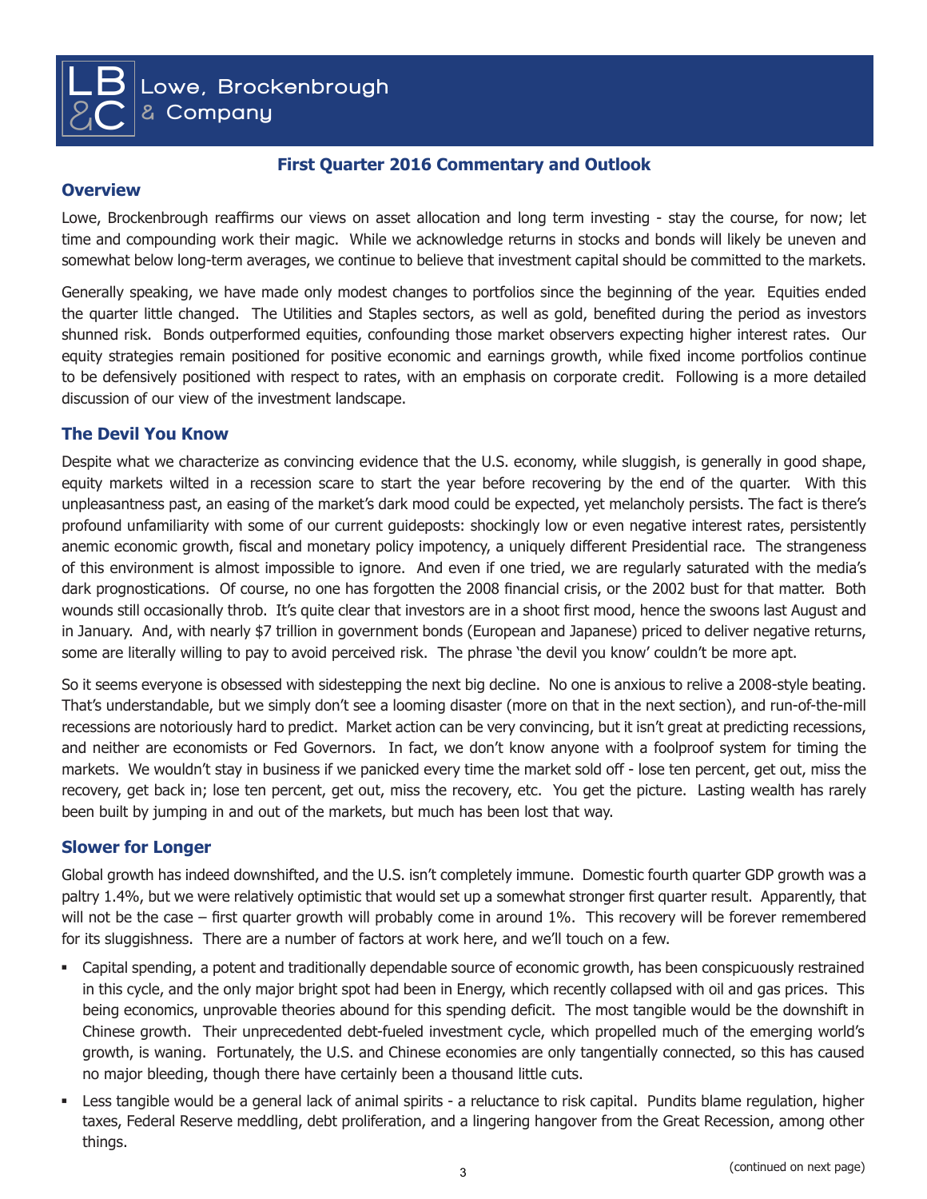Lowe, Brockenbrough & Company

## First Quarter 2016 Commentary and Outlook

### Overview

Lowe, Brockenbrough reaffirms our views on asset allocation and long term investing - stay the course, for now; let time and compounding work their magic. While we acknowledge returns in stocks and bonds will likely be uneven and somewhat below long-term averages, we continue to believe that investment capital should be committed to the markets.

Generally speaking, we have made only modest changes to portfolios since the beginning of the year. Equities ended the quarter little changed. The Utilities and Staples sectors, as well as gold, benefited during the period as investors shunned risk. Bonds outperformed equities, confounding those market observers expecting higher interest rates. Our equity strategies remain positioned for positive economic and earnings growth, while fixed income portfolios continue to be defensively positioned with respect to rates, with an emphasis on corporate credit. Following is a more detailed discussion of our view of the investment landscape.

### The Devil You Know

Despite what we characterize as convincing evidence that the U.S. economy, while sluggish, is generally in good shape, equity markets wilted in a recession scare to start the year before recovering by the end of the quarter. With this unpleasantness past, an easing of the market's dark mood could be expected, yet melancholy persists. The fact is there's profound unfamiliarity with some of our current guideposts: shockingly low or even negative interest rates, persistently anemic economic growth, fiscal and monetary policy impotency, a uniquely different Presidential race. The strangeness of this environment is almost impossible to ignore. And even if one tried, we are regularly saturated with the media's dark prognostications. Of course, no one has forgotten the 2008 financial crisis, or the 2002 bust for that matter. Both wounds still occasionally throb. It's quite clear that investors are in a shoot first mood, hence the swoons last August and in January. And, with nearly $7 trillion in government bonds (European and Japanese) priced to deliver negative returns, some are literally willing to pay to avoid perceived risk. The phrase 'the devil you know' couldn't be more apt.

So it seems everyone is obsessed with sidestepping the next big decline. No one is anxious to relive a 2008-style beating. That's understandable, but we simply don't see a looming disaster (more on that in the next section), and run-of-the-mill recessions are notoriously hard to predict. Market action can be very convincing, but it isn't great at predicting recessions, and neither are economists or Fed Governors. In fact, we don't know anyone with a foolproof system for timing the markets. We wouldn't stay in business if we panicked every time the market sold off - lose ten percent, get out, miss the recovery, get back in; lose ten percent, get out, miss the recovery, etc. You get the picture. Lasting wealth has rarely been built by jumping in and out of the markets, but much has been lost that way.

### Slower for Longer

Global growth has indeed downshifted, and the U.S. isn't completely immune. Domestic fourth quarter GDP growth was a paltry 1.4%, but we were relatively optimistic that would set up a somewhat stronger first quarter result. Apparently, that will not be the case – first quarter growth will probably come in around 1%. This recovery will be forever remembered for its sluggishness. There are a number of factors at work here, and we'll touch on a few.

- Capital spending, a potent and traditionally dependable source of economic growth, has been conspicuously restrained in this cycle, and the only major bright spot had been in Energy, which recently collapsed with oil and gas prices. This being economics, unprovable theories abound for this spending deficit. The most tangible would be the downshift in Chinese growth. Their unprecedented debt-fueled investment cycle, which propelled much of the emerging world's growth, is waning. Fortunately, the U.S. and Chinese economies are only tangentially connected, so this has caused no major bleeding, though there have certainly been a thousand little cuts.
- Less tangible would be a general lack of animal spirits - a reluctance to risk capital. Pundits blame regulation, higher taxes, Federal Reserve meddling, debt proliferation, and a lingering hangover from the Great Recession, among other things.

(continued on next page)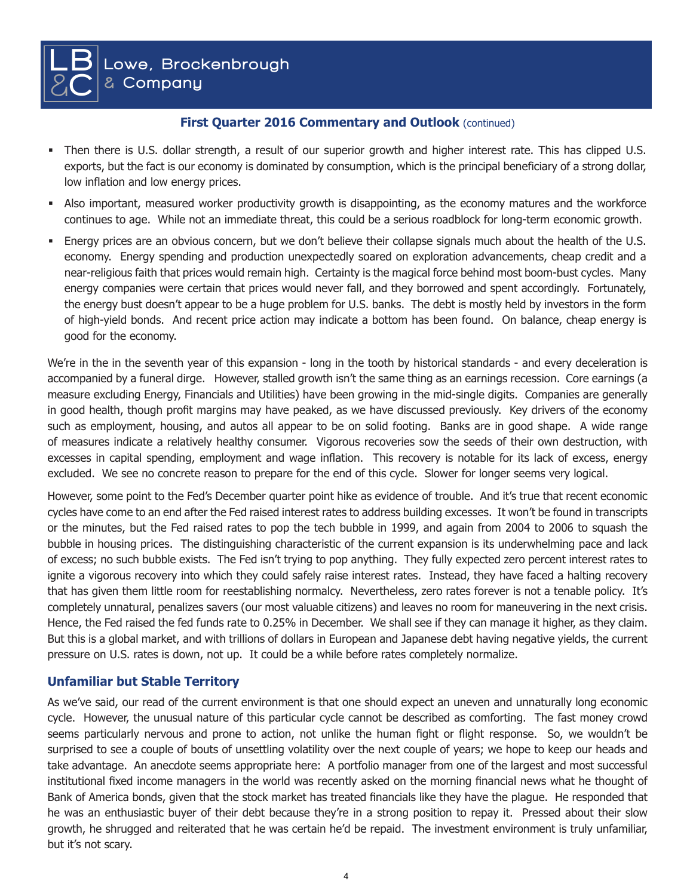**First Quarter 2016 Commentary and Outlook** (continued)

- Then there is U.S. dollar strength, a result of our superior growth and higher interest rate. This has clipped U.S. exports, but the fact is our economy is dominated by consumption, which is the principal beneficiary of a strong dollar, low inflation and low energy prices.
- Also important, measured worker productivity growth is disappointing, as the economy matures and the workforce continues to age. While not an immediate threat, this could be a serious roadblock for long-term economic growth.
- Energy prices are an obvious concern, but we don't believe their collapse signals much about the health of the U.S. economy. Energy spending and production unexpectedly soared on exploration advancements, cheap credit and a near-religious faith that prices would remain high. Certainty is the magical force behind most boom-bust cycles. Many energy companies were certain that prices would never fall, and they borrowed and spent accordingly. Fortunately, the energy bust doesn't appear to be a huge problem for U.S. banks. The debt is mostly held by investors in the form of high-yield bonds. And recent price action may indicate a bottom has been found. On balance, cheap energy is good for the economy.

We're in the in the seventh year of this expansion - long in the tooth by historical standards - and every deceleration is accompanied by a funeral dirge. However, stalled growth isn't the same thing as an earnings recession. Core earnings (a measure excluding Energy, Financials and Utilities) have been growing in the mid-single digits. Companies are generally in good health, though profit margins may have peaked, as we have discussed previously. Key drivers of the economy such as employment, housing, and autos all appear to be on solid footing. Banks are in good shape. A wide range of measures indicate a relatively healthy consumer. Vigorous recoveries sow the seeds of their own destruction, with excesses in capital spending, employment and wage inflation. This recovery is notable for its lack of excess, energy excluded. We see no concrete reason to prepare for the end of this cycle. Slower for longer seems very logical.

However, some point to the Fed's December quarter point hike as evidence of trouble. And it's true that recent economic cycles have come to an end after the Fed raised interest rates to address building excesses. It won't be found in transcripts or the minutes, but the Fed raised rates to pop the tech bubble in 1999, and again from 2004 to 2006 to squash the bubble in housing prices. The distinguishing characteristic of the current expansion is its underwhelming pace and lack of excess; no such bubble exists. The Fed isn't trying to pop anything. They fully expected zero percent interest rates to ignite a vigorous recovery into which they could safely raise interest rates. Instead, they have faced a halting recovery that has given them little room for reestablishing normalcy. Nevertheless, zero rates forever is not a tenable policy. It's completely unnatural, penalizes savers (our most valuable citizens) and leaves no room for maneuvering in the next crisis. Hence, the Fed raised the fed funds rate to 0.25% in December. We shall see if they can manage it higher, as they claim. But this is a global market, and with trillions of dollars in European and Japanese debt having negative yields, the current pressure on U.S. rates is down, not up. It could be a while before rates completely normalize.

## Unfamiliar but Stable Territory

As we've said, our read of the current environment is that one should expect an uneven and unnaturally long economic cycle. However, the unusual nature of this particular cycle cannot be described as comforting. The fast money crowd seems particularly nervous and prone to action, not unlike the human fight or flight response. So, we wouldn't be surprised to see a couple of bouts of unsettling volatility over the next couple of years; we hope to keep our heads and take advantage. An anecdote seems appropriate here: A portfolio manager from one of the largest and most successful institutional fixed income managers in the world was recently asked on the morning financial news what he thought of Bank of America bonds, given that the stock market has treated financials like they have the plague. He responded that he was an enthusiastic buyer of their debt because they're in a strong position to repay it. Pressed about their slow growth, he shrugged and reiterated that he was certain he'd be repaid. The investment environment is truly unfamiliar, but it's not scary.